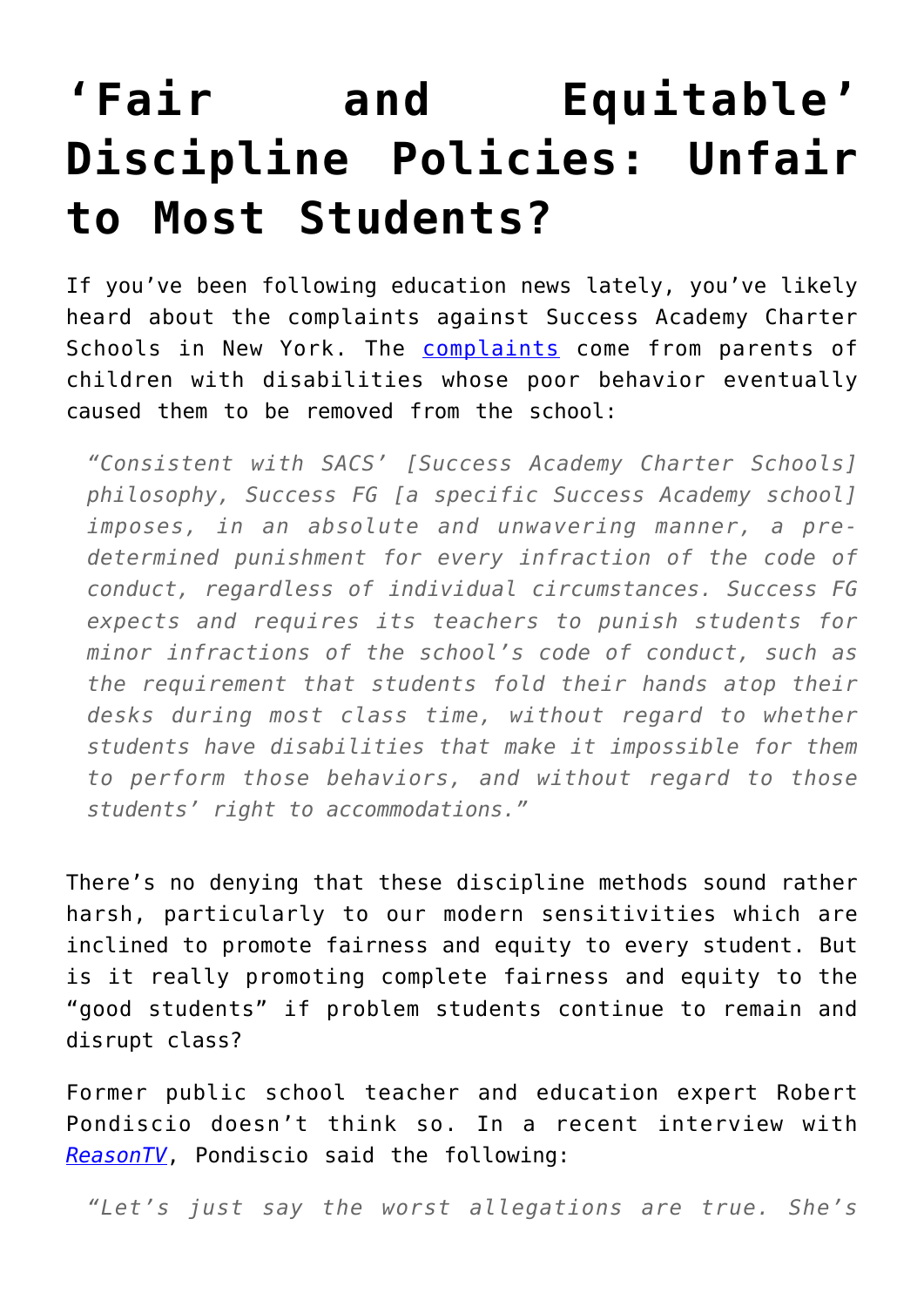# 'Fair and Equitable' Discipline Policies: Unfair to Most Students?

If you've been following education news lately, you've likely heard about the complaints against Success Academy Charter Schools in New York. The [complaints](#) come from parents of children with disabilities whose poor behavior eventually caused them to be removed from the school:

> *"Consistent with SACS' [Success Academy Charter Schools] philosophy, Success FG [a specific Success Academy school] imposes, in an absolute and unwavering manner, a pre-determined punishment for every infraction of the code of conduct, regardless of individual circumstances. Success FG expects and requires its teachers to punish students for minor infractions of the school's code of conduct, such as the requirement that students fold their hands atop their desks during most class time, without regard to whether students have disabilities that make it impossible for them to perform those behaviors, and without regard to those students' right to accommodations."*

There's no denying that these discipline methods sound rather harsh, particularly to our modern sensitivities which are inclined to promote fairness and equity to every student. But is it really promoting complete fairness and equity to the "good students" if problem students continue to remain and disrupt class?

Former public school teacher and education expert Robert Pondiscio doesn't think so. In a recent interview with [*ReasonTV*](#), Pondiscio said the following:

> *"Let's just say the worst allegations are true. She's*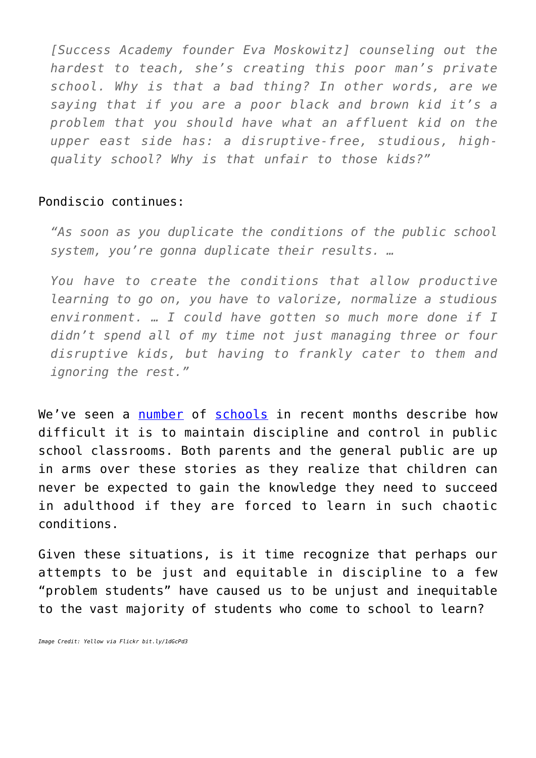> *[Success Academy founder Eva Moskowitz] counseling out the hardest to teach, she's creating this poor man's private school. Why is that a bad thing? In other words, are we saying that if you are a poor black and brown kid it's a problem that you should have what an affluent kid on the upper east side has: a disruptive-free, studious, high-quality school? Why is that unfair to those kids?"*

Pondiscio continues:

> *"As soon as you duplicate the conditions of the public school system, you're gonna duplicate their results. …*
>
> *You have to create the conditions that allow productive learning to go on, you have to valorize, normalize a studious environment. … I could have gotten so much more done if I didn't spend all of my time not just managing three or four disruptive kids, but having to frankly cater to them and ignoring the rest."*

We've seen a number of schools in recent months describe how difficult it is to maintain discipline and control in public school classrooms. Both parents and the general public are up in arms over these stories as they realize that children can never be expected to gain the knowledge they need to succeed in adulthood if they are forced to learn in such chaotic conditions.

Given these situations, is it time recognize that perhaps our attempts to be just and equitable in discipline to a few "problem students" have caused us to be unjust and inequitable to the vast majority of students who come to school to learn?

*Image Credit: Yellow via Flickr bit.ly/1dGcPd3*